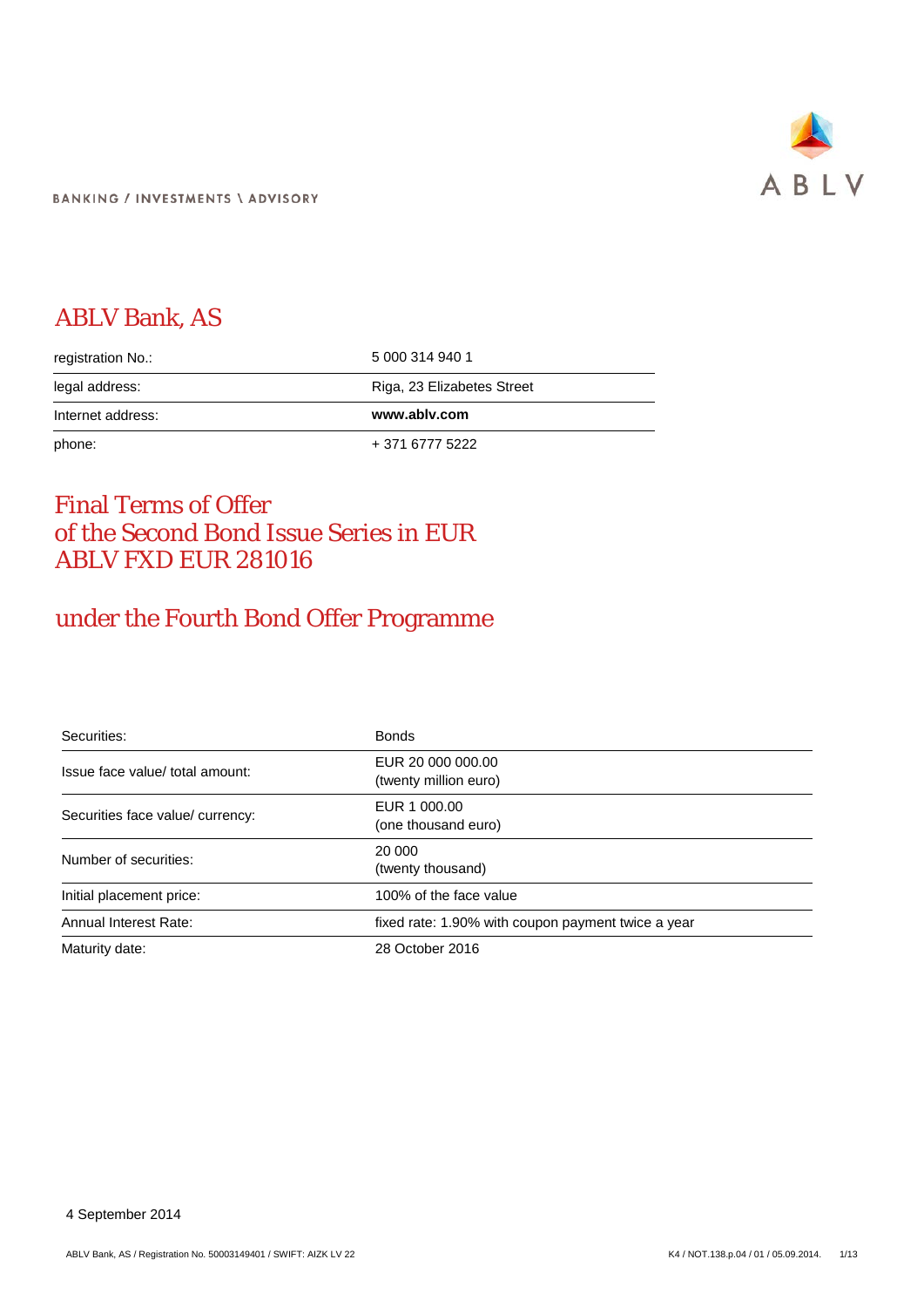BANKING / INVESTMENTS \ ADVISORY

# ABLV Bank, AS

| | |
|---|---|
| registration No.: | 5 000 314 940 1 |
| legal address: | Riga, 23 Elizabetes Street |
| Internet address: | **www.ablv.com** |
| phone: | + 371 6777 5222 |

# Final Terms of Offer of the Second Bond Issue Series in EUR ABLV FXD EUR 281016

## under the Fourth Bond Offer Programme

| | |
|---|---|
| Securities: | Bonds |
| Issue face value/ total amount: | EUR 20 000 000.00 (twenty million euro) |
| Securities face value/ currency: | EUR 1 000.00 (one thousand euro) |
| Number of securities: | 20 000 (twenty thousand) |
| Initial placement price: | 100% of the face value |
| Annual Interest Rate: | fixed rate: 1.90% with coupon payment twice a year |
| Maturity date: | 28 October 2016 |

4 September 2014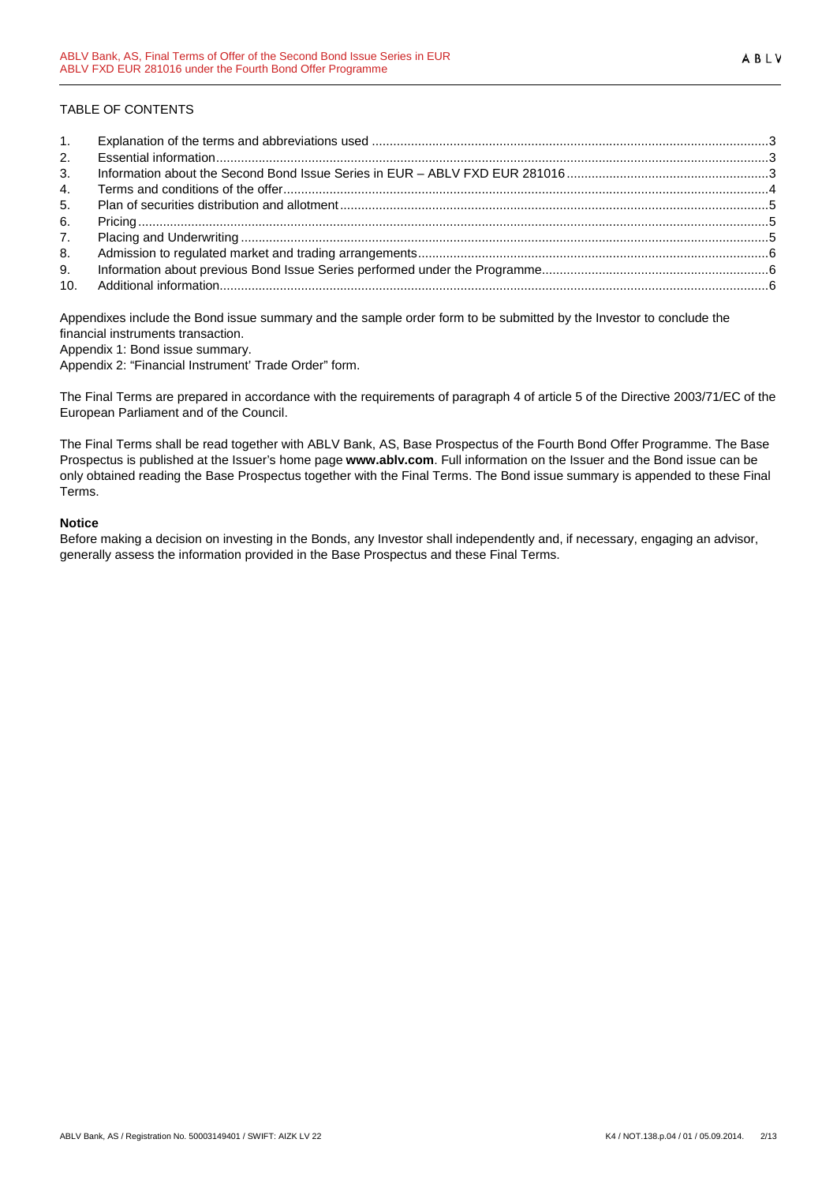TABLE OF CONTENTS

| | | |
|---|---|---|
| 1. | Explanation of the terms and abbreviations used | 3 |
| 2. | Essential information | 3 |
| 3. | Information about the Second Bond Issue Series in EUR – ABLV FXD EUR 281016 | 3 |
| 4. | Terms and conditions of the offer | 4 |
| 5. | Plan of securities distribution and allotment | 5 |
| 6. | Pricing | 5 |
| 7. | Placing and Underwriting | 5 |
| 8. | Admission to regulated market and trading arrangements | 6 |
| 9. | Information about previous Bond Issue Series performed under the Programme | 6 |
| 10. | Additional information | 6 |

Appendixes include the Bond issue summary and the sample order form to be submitted by the Investor to conclude the financial instruments transaction.

Appendix 1: Bond issue summary.

Appendix 2: "Financial Instrument' Trade Order" form.

The Final Terms are prepared in accordance with the requirements of paragraph 4 of article 5 of the Directive 2003/71/EC of the European Parliament and of the Council.

The Final Terms shall be read together with ABLV Bank, AS, Base Prospectus of the Fourth Bond Offer Programme. The Base Prospectus is published at the Issuer's home page **www.ablv.com**. Full information on the Issuer and the Bond issue can be only obtained reading the Base Prospectus together with the Final Terms. The Bond issue summary is appended to these Final Terms.

**Notice**

Before making a decision on investing in the Bonds, any Investor shall independently and, if necessary, engaging an advisor, generally assess the information provided in the Base Prospectus and these Final Terms.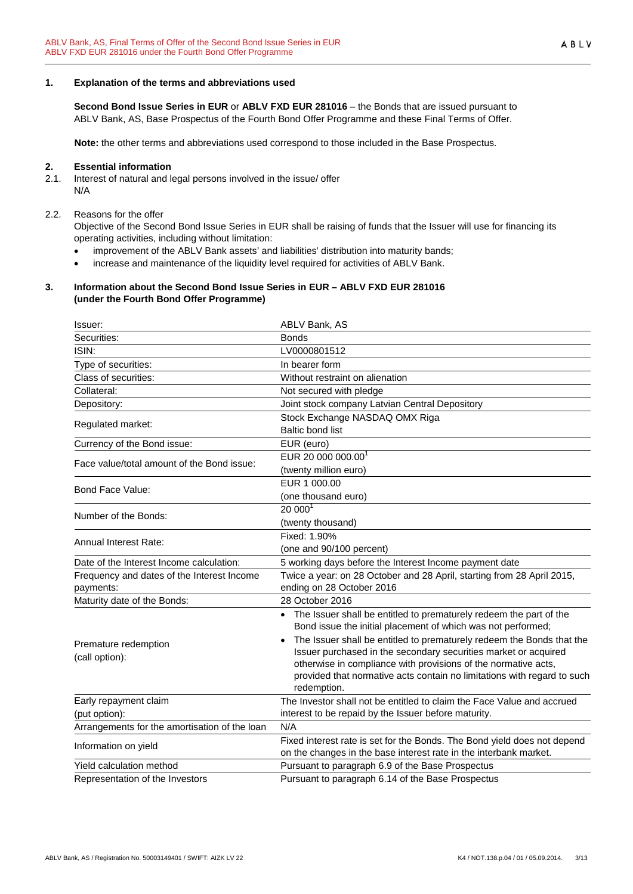## 1. Explanation of the terms and abbreviations used

**Second Bond Issue Series in EUR** or **ABLV FXD EUR 281016** – the Bonds that are issued pursuant to ABLV Bank, AS, Base Prospectus of the Fourth Bond Offer Programme and these Final Terms of Offer.

**Note:** the other terms and abbreviations used correspond to those included in the Base Prospectus.

## 2. Essential information

2.1. Interest of natural and legal persons involved in the issue/ offer

N/A

2.2. Reasons for the offer

Objective of the Second Bond Issue Series in EUR shall be raising of funds that the Issuer will use for financing its operating activities, including without limitation:

- improvement of the ABLV Bank assets' and liabilities' distribution into maturity bands;
- increase and maintenance of the liquidity level required for activities of ABLV Bank.

## 3. Information about the Second Bond Issue Series in EUR – ABLV FXD EUR 281016 (under the Fourth Bond Offer Programme)

| | |
|---|---|
| Issuer: | ABLV Bank, AS |
| Securities: | Bonds |
| ISIN: | LV0000801512 |
| Type of securities: | In bearer form |
| Class of securities: | Without restraint on alienation |
| Collateral: | Not secured with pledge |
| Depository: | Joint stock company Latvian Central Depository |
| Regulated market: | Stock Exchange NASDAQ OMX Riga<br>Baltic bond list |
| Currency of the Bond issue: | EUR (euro) |
| Face value/total amount of the Bond issue: | EUR 20 000 000.00[1]<br>(twenty million euro) |
| Bond Face Value: | EUR 1 000.00<br>(one thousand euro) |
| Number of the Bonds: | 20 000[1]<br>(twenty thousand) |
| Annual Interest Rate: | Fixed: 1.90%<br>(one and 90/100 percent) |
| Date of the Interest Income calculation: | 5 working days before the Interest Income payment date |
| Frequency and dates of the Interest Income payments: | Twice a year: on 28 October and 28 April, starting from 28 April 2015, ending on 28 October 2016 |
| Maturity date of the Bonds: | 28 October 2016 |
| Premature redemption<br>(call option): | • The Issuer shall be entitled to prematurely redeem the part of the Bond issue the initial placement of which was not performed;<br>• The Issuer shall be entitled to prematurely redeem the Bonds that the Issuer purchased in the secondary securities market or acquired otherwise in compliance with provisions of the normative acts, provided that normative acts contain no limitations with regard to such redemption. |
| Early repayment claim<br>(put option): | The Investor shall not be entitled to claim the Face Value and accrued interest to be repaid by the Issuer before maturity. |
| Arrangements for the amortisation of the loan | N/A |
| Information on yield | Fixed interest rate is set for the Bonds. The Bond yield does not depend on the changes in the base interest rate in the interbank market. |
| Yield calculation method | Pursuant to paragraph 6.9 of the Base Prospectus |
| Representation of the Investors | Pursuant to paragraph 6.14 of the Base Prospectus |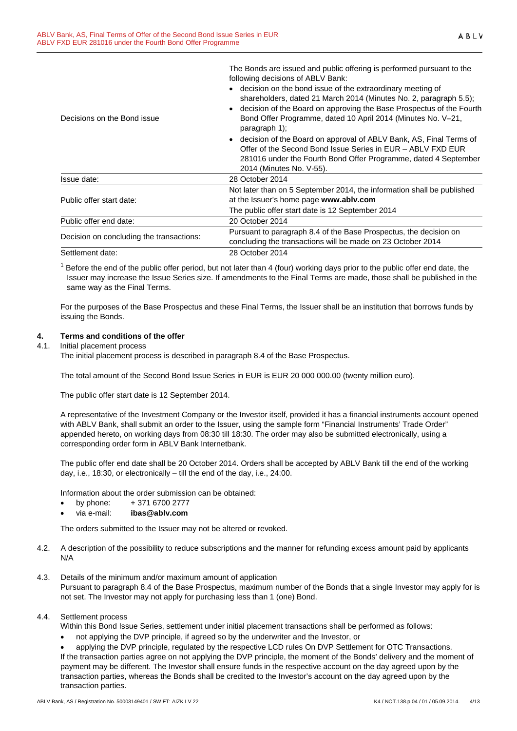| | |
|---|---|
| Decisions on the Bond issue | The Bonds are issued and public offering is performed pursuant to the following decisions of ABLV Bank:<br>• decision on the bond issue of the extraordinary meeting of shareholders, dated 21 March 2014 (Minutes No. 2, paragraph 5.5);<br>• decision of the Board on approving the Base Prospectus of the Fourth Bond Offer Programme, dated 10 April 2014 (Minutes No. V–21, paragraph 1);<br>• decision of the Board on approval of ABLV Bank, AS, Final Terms of Offer of the Second Bond Issue Series in EUR – ABLV FXD EUR 281016 under the Fourth Bond Offer Programme, dated 4 September 2014 (Minutes No. V-55). |
| Issue date: | 28 October 2014 |
| Public offer start date: | Not later than on 5 September 2014, the information shall be published at the Issuer's home page **www.ablv.com**<br>The public offer start date is 12 September 2014 |
| Public offer end date: | 20 October 2014 |
| Decision on concluding the transactions: | Pursuant to paragraph 8.4 of the Base Prospectus, the decision on concluding the transactions will be made on 23 October 2014 |
| Settlement date: | 28 October 2014 |

[1] Before the end of the public offer period, but not later than 4 (four) working days prior to the public offer end date, the Issuer may increase the Issue Series size. If amendments to the Final Terms are made, those shall be published in the same way as the Final Terms.

For the purposes of the Base Prospectus and these Final Terms, the Issuer shall be an institution that borrows funds by issuing the Bonds.

## 4. Terms and conditions of the offer

4.1. Initial placement process

The initial placement process is described in paragraph 8.4 of the Base Prospectus.

The total amount of the Second Bond Issue Series in EUR is EUR 20 000 000.00 (twenty million euro).

The public offer start date is 12 September 2014.

A representative of the Investment Company or the Investor itself, provided it has a financial instruments account opened with ABLV Bank, shall submit an order to the Issuer, using the sample form "Financial Instruments' Trade Order" appended hereto, on working days from 08:30 till 18:30. The order may also be submitted electronically, using a corresponding order form in ABLV Bank Internetbank.

The public offer end date shall be 20 October 2014. Orders shall be accepted by ABLV Bank till the end of the working day, i.e., 18:30, or electronically – till the end of the day, i.e., 24:00.

Information about the order submission can be obtained:

- by phone: + 371 6700 2777
- via e-mail: **ibas@ablv.com**

The orders submitted to the Issuer may not be altered or revoked.

4.2. A description of the possibility to reduce subscriptions and the manner for refunding excess amount paid by applicants

N/A

4.3. Details of the minimum and/or maximum amount of application

Pursuant to paragraph 8.4 of the Base Prospectus, maximum number of the Bonds that a single Investor may apply for is not set. The Investor may not apply for purchasing less than 1 (one) Bond.

4.4. Settlement process

Within this Bond Issue Series, settlement under initial placement transactions shall be performed as follows:

- not applying the DVP principle, if agreed so by the underwriter and the Investor, or
- applying the DVP principle, regulated by the respective LCD rules On DVP Settlement for OTC Transactions.

If the transaction parties agree on not applying the DVP principle, the moment of the Bonds' delivery and the moment of payment may be different. The Investor shall ensure funds in the respective account on the day agreed upon by the transaction parties, whereas the Bonds shall be credited to the Investor's account on the day agreed upon by the transaction parties.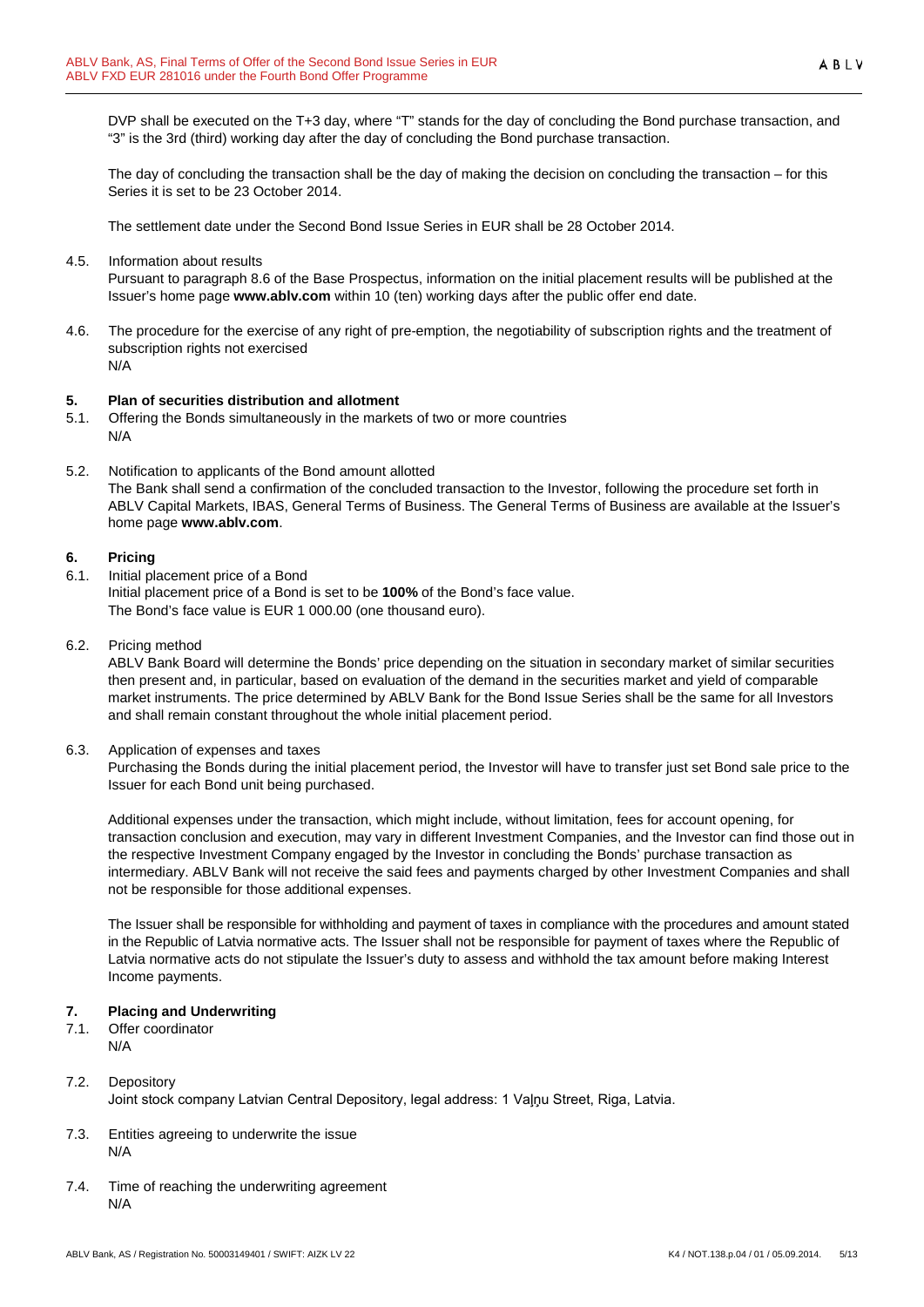DVP shall be executed on the T+3 day, where "T" stands for the day of concluding the Bond purchase transaction, and "3" is the 3rd (third) working day after the day of concluding the Bond purchase transaction.

The day of concluding the transaction shall be the day of making the decision on concluding the transaction – for this Series it is set to be 23 October 2014.

The settlement date under the Second Bond Issue Series in EUR shall be 28 October 2014.

4.5. Information about results
Pursuant to paragraph 8.6 of the Base Prospectus, information on the initial placement results will be published at the Issuer's home page **www.ablv.com** within 10 (ten) working days after the public offer end date.

4.6. The procedure for the exercise of any right of pre-emption, the negotiability of subscription rights and the treatment of subscription rights not exercised
N/A

## 5. Plan of securities distribution and allotment

5.1. Offering the Bonds simultaneously in the markets of two or more countries
N/A

5.2. Notification to applicants of the Bond amount allotted
The Bank shall send a confirmation of the concluded transaction to the Investor, following the procedure set forth in ABLV Capital Markets, IBAS, General Terms of Business. The General Terms of Business are available at the Issuer's home page **www.ablv.com**.

## 6. Pricing

6.1. Initial placement price of a Bond
Initial placement price of a Bond is set to be **100%** of the Bond's face value.
The Bond's face value is EUR 1 000.00 (one thousand euro).

6.2. Pricing method
ABLV Bank Board will determine the Bonds' price depending on the situation in secondary market of similar securities then present and, in particular, based on evaluation of the demand in the securities market and yield of comparable market instruments. The price determined by ABLV Bank for the Bond Issue Series shall be the same for all Investors and shall remain constant throughout the whole initial placement period.

6.3. Application of expenses and taxes
Purchasing the Bonds during the initial placement period, the Investor will have to transfer just set Bond sale price to the Issuer for each Bond unit being purchased.

Additional expenses under the transaction, which might include, without limitation, fees for account opening, for transaction conclusion and execution, may vary in different Investment Companies, and the Investor can find those out in the respective Investment Company engaged by the Investor in concluding the Bonds' purchase transaction as intermediary. ABLV Bank will not receive the said fees and payments charged by other Investment Companies and shall not be responsible for those additional expenses.

The Issuer shall be responsible for withholding and payment of taxes in compliance with the procedures and amount stated in the Republic of Latvia normative acts. The Issuer shall not be responsible for payment of taxes where the Republic of Latvia normative acts do not stipulate the Issuer's duty to assess and withhold the tax amount before making Interest Income payments.

## 7. Placing and Underwriting

7.1. Offer coordinator
N/A

7.2. Depository
Joint stock company Latvian Central Depository, legal address: 1 Vaļņu Street, Riga, Latvia.

7.3. Entities agreeing to underwrite the issue
N/A

7.4. Time of reaching the underwriting agreement
N/A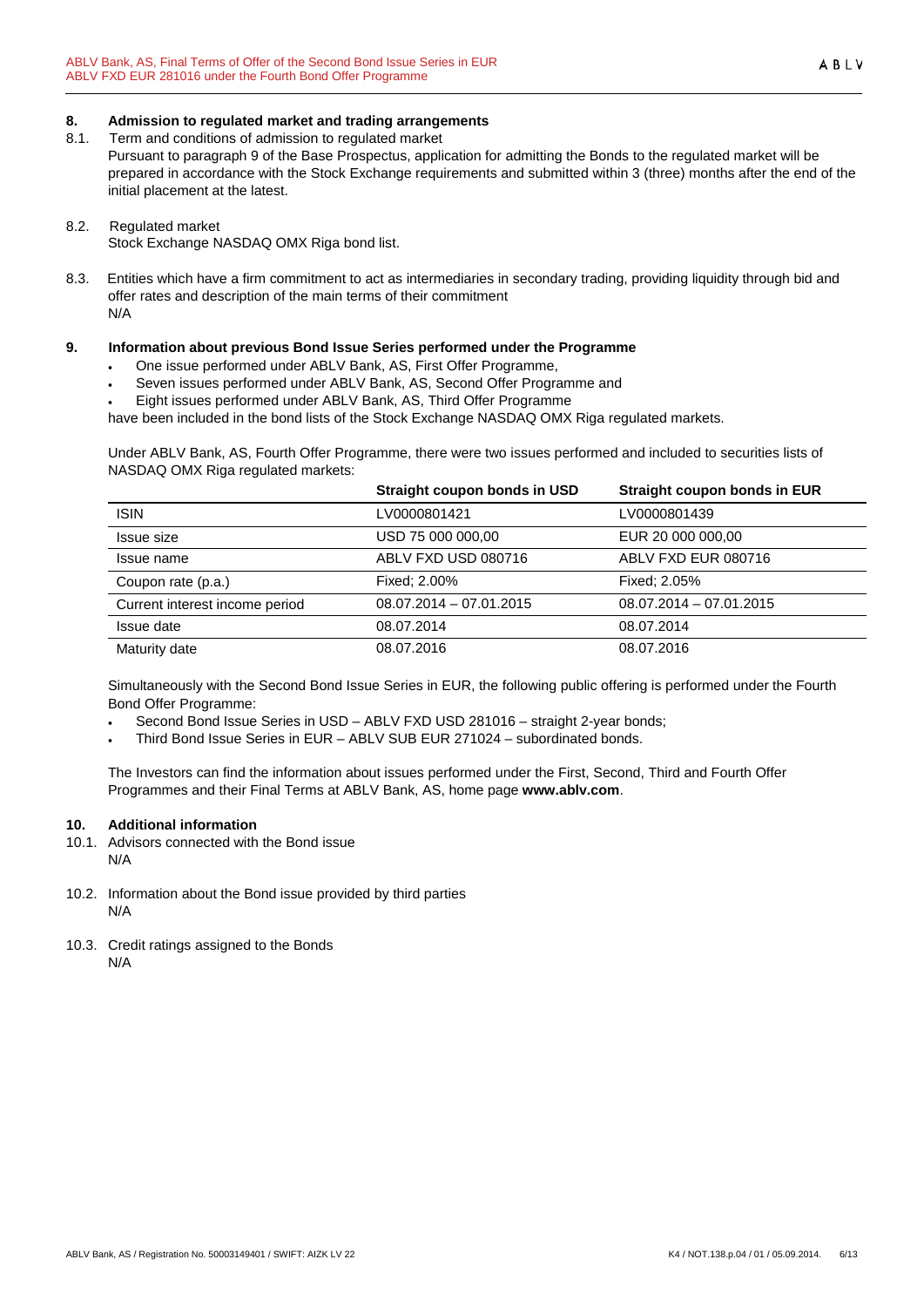## 8. Admission to regulated market and trading arrangements

8.1. Term and conditions of admission to regulated market

Pursuant to paragraph 9 of the Base Prospectus, application for admitting the Bonds to the regulated market will be prepared in accordance with the Stock Exchange requirements and submitted within 3 (three) months after the end of the initial placement at the latest.

8.2. Regulated market

Stock Exchange NASDAQ OMX Riga bond list.

8.3. Entities which have a firm commitment to act as intermediaries in secondary trading, providing liquidity through bid and offer rates and description of the main terms of their commitment

N/A

## 9. Information about previous Bond Issue Series performed under the Programme

- One issue performed under ABLV Bank, AS, First Offer Programme,
- Seven issues performed under ABLV Bank, AS, Second Offer Programme and
- Eight issues performed under ABLV Bank, AS, Third Offer Programme

have been included in the bond lists of the Stock Exchange NASDAQ OMX Riga regulated markets.

Under ABLV Bank, AS, Fourth Offer Programme, there were two issues performed and included to securities lists of NASDAQ OMX Riga regulated markets:

| | **Straight coupon bonds in USD** | **Straight coupon bonds in EUR** |
|---|---|---|
| ISIN | LV0000801421 | LV0000801439 |
| Issue size | USD 75 000 000,00 | EUR 20 000 000,00 |
| Issue name | ABLV FXD USD 080716 | ABLV FXD EUR 080716 |
| Coupon rate (p.a.) | Fixed; 2.00% | Fixed; 2.05% |
| Current interest income period | 08.07.2014 – 07.01.2015 | 08.07.2014 – 07.01.2015 |
| Issue date | 08.07.2014 | 08.07.2014 |
| Maturity date | 08.07.2016 | 08.07.2016 |

Simultaneously with the Second Bond Issue Series in EUR, the following public offering is performed under the Fourth Bond Offer Programme:

- Second Bond Issue Series in USD – ABLV FXD USD 281016 – straight 2-year bonds;
- Third Bond Issue Series in EUR – ABLV SUB EUR 271024 – subordinated bonds.

The Investors can find the information about issues performed under the First, Second, Third and Fourth Offer Programmes and their Final Terms at ABLV Bank, AS, home page **www.ablv.com**.

## 10. Additional information

10.1. Advisors connected with the Bond issue

N/A

10.2. Information about the Bond issue provided by third parties

N/A

10.3. Credit ratings assigned to the Bonds

N/A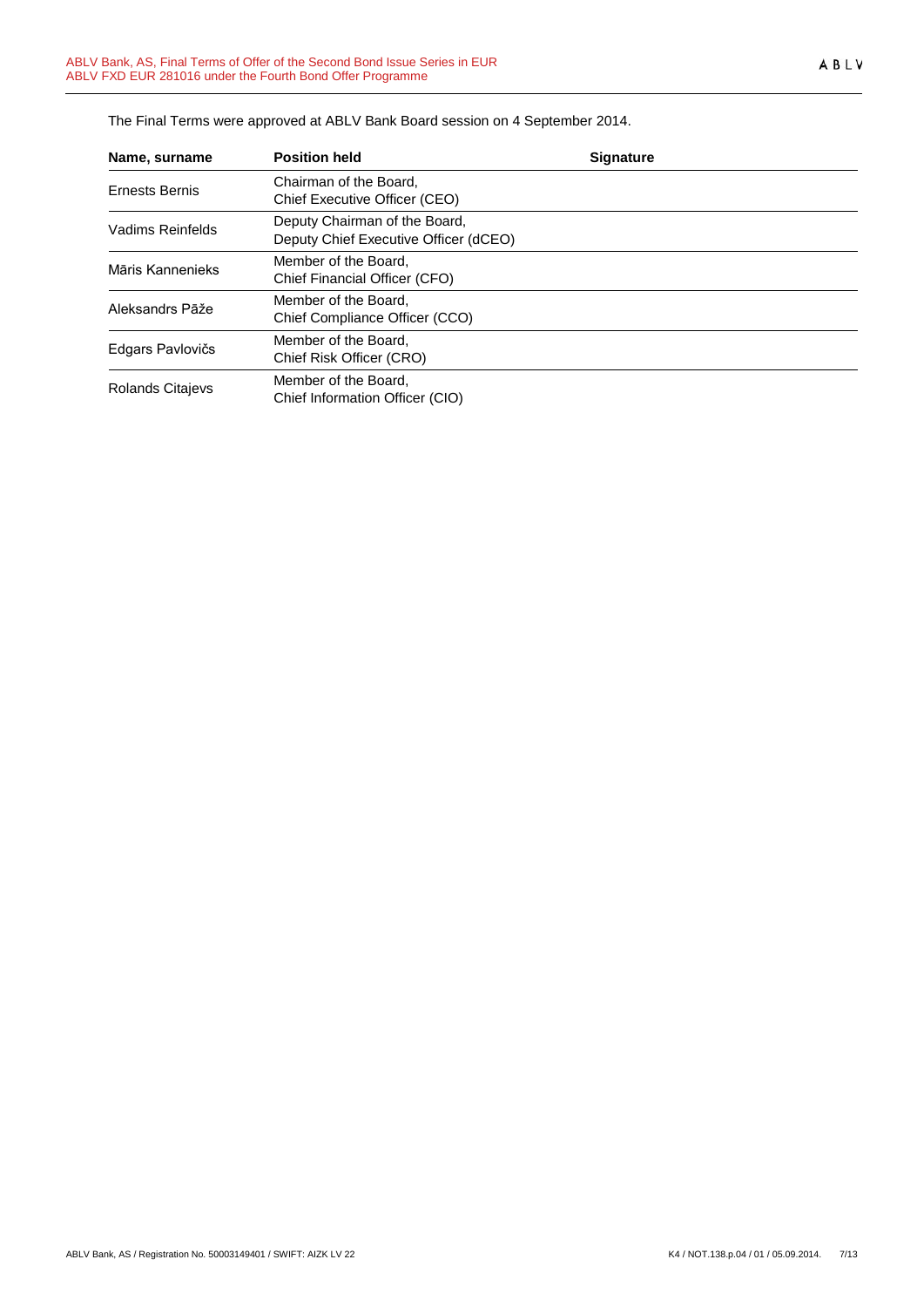The Final Terms were approved at ABLV Bank Board session on 4 September 2014.

| Name, surname | Position held | Signature |
| --- | --- | --- |
| Ernests Bernis | Chairman of the Board, Chief Executive Officer (CEO) | |
| Vadims Reinfelds | Deputy Chairman of the Board, Deputy Chief Executive Officer (dCEO) | |
| Māris Kannenieks | Member of the Board, Chief Financial Officer (CFO) | |
| Aleksandrs Pāže | Member of the Board, Chief Compliance Officer (CCO) | |
| Edgars Pavlovičs | Member of the Board, Chief Risk Officer (CRO) | |
| Rolands Citajevs | Member of the Board, Chief Information Officer (CIO) | |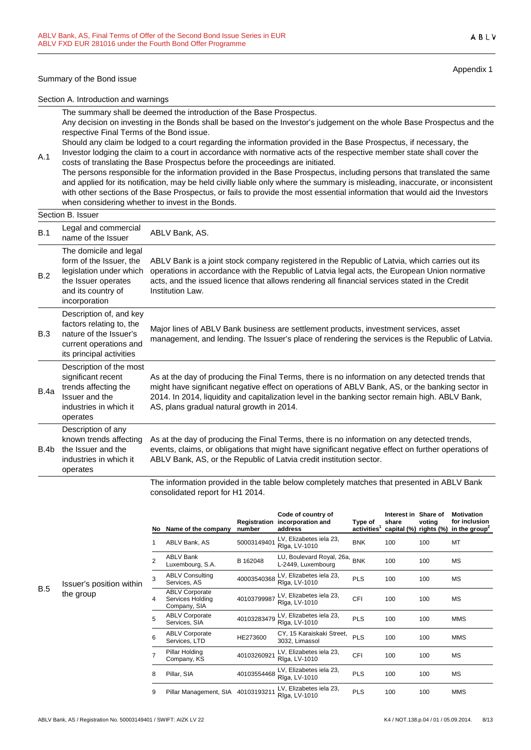Appendix 1

## Summary of the Bond issue

### Section A. Introduction and warnings

| | |
|---|---|
| A.1 | The summary shall be deemed the introduction of the Base Prospectus. Any decision on investing in the Bonds shall be based on the Investor's judgement on the whole Base Prospectus and the respective Final Terms of the Bond issue. Should any claim be lodged to a court regarding the information provided in the Base Prospectus, if necessary, the Investor lodging the claim to a court in accordance with normative acts of the respective member state shall cover the costs of translating the Base Prospectus before the proceedings are initiated. The persons responsible for the information provided in the Base Prospectus, including persons that translated the same and applied for its notification, may be held civilly liable only where the summary is misleading, inaccurate, or inconsistent with other sections of the Base Prospectus, or fails to provide the most essential information that would aid the Investors when considering whether to invest in the Bonds. |

### Section B. Issuer

| | | |
|---|---|---|
| B.1 | Legal and commercial name of the Issuer | ABLV Bank, AS. |
| B.2 | The domicile and legal form of the Issuer, the legislation under which the Issuer operates and its country of incorporation | ABLV Bank is a joint stock company registered in the Republic of Latvia, which carries out its operations in accordance with the Republic of Latvia legal acts, the European Union normative acts, and the issued licence that allows rendering all financial services stated in the Credit Institution Law. |
| B.3 | Description of, and key factors relating to, the nature of the Issuer's current operations and its principal activities | Major lines of ABLV Bank business are settlement products, investment services, asset management, and lending. The Issuer's place of rendering the services is the Republic of Latvia. |
| B.4a | Description of the most significant recent trends affecting the Issuer and the industries in which it operates | As at the day of producing the Final Terms, there is no information on any detected trends that might have significant negative effect on operations of ABLV Bank, AS, or the banking sector in 2014. In 2014, liquidity and capitalization level in the banking sector remain high. ABLV Bank, AS, plans gradual natural growth in 2014. |
| B.4b | Description of any known trends affecting the Issuer and the industries in which it operates | As at the day of producing the Final Terms, there is no information on any detected trends, events, claims, or obligations that might have significant negative effect on further operations of ABLV Bank, AS, or the Republic of Latvia credit institution sector. |
| B.5 | Issuer's position within the group | The information provided in the table below completely matches that presented in ABLV Bank consolidated report for H1 2014. |

| No | Name of the company | Registration number | Code of country of incorporation and address | Type of activities[1] | Interest in share capital (%) | Share of voting rights (%) | Motivation for inclusion in the group[2] |
|---|---|---|---|---|---|---|---|
| 1 | ABLV Bank, AS | 50003149401 | LV, Elizabetes iela 23, Rīga, LV-1010 | BNK | 100 | 100 | MT |
| 2 | ABLV Bank Luxembourg, S.A. | B 162048 | LU, Boulevard Royal, 26a, L-2449, Luxembourg | BNK | 100 | 100 | MS |
| 3 | ABLV Consulting Services, AS | 40003540368 | LV, Elizabetes iela 23, Rīga, LV-1010 | PLS | 100 | 100 | MS |
| 4 | ABLV Corporate Services Holding Company, SIA | 40103799987 | LV, Elizabetes iela 23, Rīga, LV-1010 | CFI | 100 | 100 | MS |
| 5 | ABLV Corporate Services, SIA | 40103283479 | LV, Elizabetes iela 23, Rīga, LV-1010 | PLS | 100 | 100 | MMS |
| 6 | ABLV Corporate Services, LTD | HE273600 | CY, 15 Karaiskaki Street, 3032, Limassol | PLS | 100 | 100 | MMS |
| 7 | Pillar Holding Company, KS | 40103260921 | LV, Elizabetes iela 23, Rīga, LV-1010 | CFI | 100 | 100 | MS |
| 8 | Pillar, SIA | 40103554468 | LV, Elizabetes iela 23, Rīga, LV-1010 | PLS | 100 | 100 | MS |
| 9 | Pillar Management, SIA | 40103193211 | LV, Elizabetes iela 23, Rīga, LV-1010 | PLS | 100 | 100 | MMS |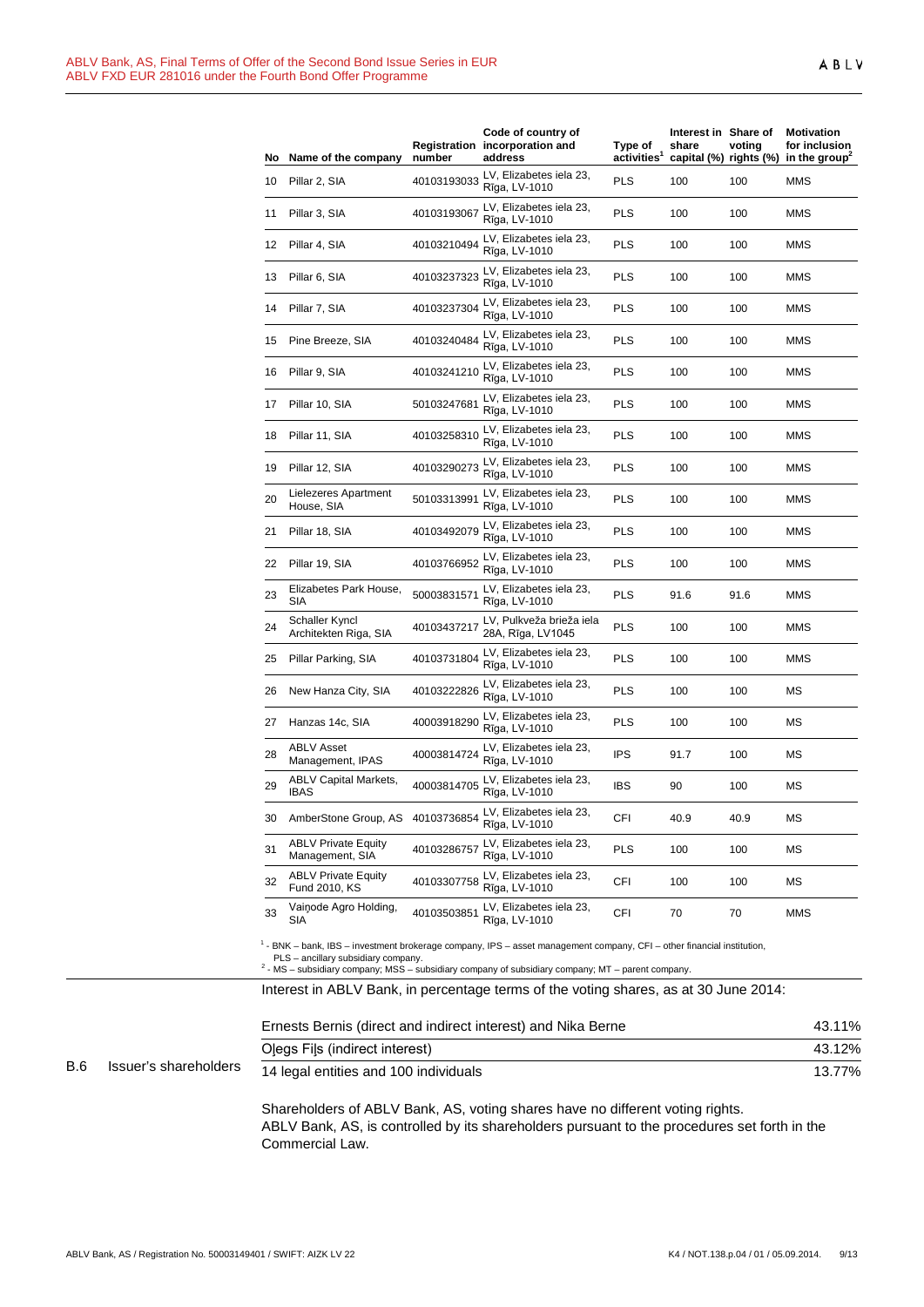| No | Name of the company | Registration number | Code of country of incorporation and address | Type of activities[1] | Interest in share capital (%) | Share of voting rights (%) | Motivation for inclusion in the group[2] |
|---|---|---|---|---|---|---|---|
| 10 | Pillar 2, SIA | 40103193033 | LV, Elizabetes iela 23, Rīga, LV-1010 | PLS | 100 | 100 | MMS |
| 11 | Pillar 3, SIA | 40103193067 | LV, Elizabetes iela 23, Rīga, LV-1010 | PLS | 100 | 100 | MMS |
| 12 | Pillar 4, SIA | 40103210494 | LV, Elizabetes iela 23, Rīga, LV-1010 | PLS | 100 | 100 | MMS |
| 13 | Pillar 6, SIA | 40103237323 | LV, Elizabetes iela 23, Rīga, LV-1010 | PLS | 100 | 100 | MMS |
| 14 | Pillar 7, SIA | 40103237304 | LV, Elizabetes iela 23, Rīga, LV-1010 | PLS | 100 | 100 | MMS |
| 15 | Pine Breeze, SIA | 40103240484 | LV, Elizabetes iela 23, Rīga, LV-1010 | PLS | 100 | 100 | MMS |
| 16 | Pillar 9, SIA | 40103241210 | LV, Elizabetes iela 23, Rīga, LV-1010 | PLS | 100 | 100 | MMS |
| 17 | Pillar 10, SIA | 50103247681 | LV, Elizabetes iela 23, Rīga, LV-1010 | PLS | 100 | 100 | MMS |
| 18 | Pillar 11, SIA | 40103258310 | LV, Elizabetes iela 23, Rīga, LV-1010 | PLS | 100 | 100 | MMS |
| 19 | Pillar 12, SIA | 40103290273 | LV, Elizabetes iela 23, Rīga, LV-1010 | PLS | 100 | 100 | MMS |
| 20 | Lielezeres Apartment House, SIA | 50103313991 | LV, Elizabetes iela 23, Rīga, LV-1010 | PLS | 100 | 100 | MMS |
| 21 | Pillar 18, SIA | 40103492079 | LV, Elizabetes iela 23, Rīga, LV-1010 | PLS | 100 | 100 | MMS |
| 22 | Pillar 19, SIA | 40103766952 | LV, Elizabetes iela 23, Rīga, LV-1010 | PLS | 100 | 100 | MMS |
| 23 | Elizabetes Park House, SIA | 50003831571 | LV, Elizabetes iela 23, Rīga, LV-1010 | PLS | 91.6 | 91.6 | MMS |
| 24 | Schaller Kyncl Architekten Riga, SIA | 40103437217 | LV, Pulkveža brieža iela 28A, Rīga, LV1045 | PLS | 100 | 100 | MMS |
| 25 | Pillar Parking, SIA | 40103731804 | LV, Elizabetes iela 23, Rīga, LV-1010 | PLS | 100 | 100 | MMS |
| 26 | New Hanza City, SIA | 40103222826 | LV, Elizabetes iela 23, Rīga, LV-1010 | PLS | 100 | 100 | MS |
| 27 | Hanzas 14c, SIA | 40003918290 | LV, Elizabetes iela 23, Rīga, LV-1010 | PLS | 100 | 100 | MS |
| 28 | ABLV Asset Management, IPAS | 40003814724 | LV, Elizabetes iela 23, Rīga, LV-1010 | IPS | 91.7 | 100 | MS |
| 29 | ABLV Capital Markets, IBAS | 40003814705 | LV, Elizabetes iela 23, Rīga, LV-1010 | IBS | 90 | 100 | MS |
| 30 | AmberStone Group, AS | 40103736854 | LV, Elizabetes iela 23, Rīga, LV-1010 | CFI | 40.9 | 40.9 | MS |
| 31 | ABLV Private Equity Management, SIA | 40103286757 | LV, Elizabetes iela 23, Rīga, LV-1010 | PLS | 100 | 100 | MS |
| 32 | ABLV Private Equity Fund 2010, KS | 40103307758 | LV, Elizabetes iela 23, Rīga, LV-1010 | CFI | 100 | 100 | MS |
| 33 | Vaiņode Agro Holding, SIA | 40103503851 | LV, Elizabetes iela 23, Rīga, LV-1010 | CFI | 70 | 70 | MMS |

[1] - BNK – bank, IBS – investment brokerage company, IPS – asset management company, CFI – other financial institution, PLS – ancillary subsidiary company.
[2] - MS – subsidiary company; MSS – subsidiary company of subsidiary company; MT – parent company.

**B.6 Issuer's shareholders**

Interest in ABLV Bank, in percentage terms of the voting shares, as at 30 June 2014:

| Shareholder | Interest |
|---|---|
| Ernests Bernis (direct and indirect interest) and Nika Berne | 43.11% |
| Oļegs Fiļs (indirect interest) | 43.12% |
| 14 legal entities and 100 individuals | 13.77% |

Shareholders of ABLV Bank, AS, voting shares have no different voting rights.
ABLV Bank, AS, is controlled by its shareholders pursuant to the procedures set forth in the Commercial Law.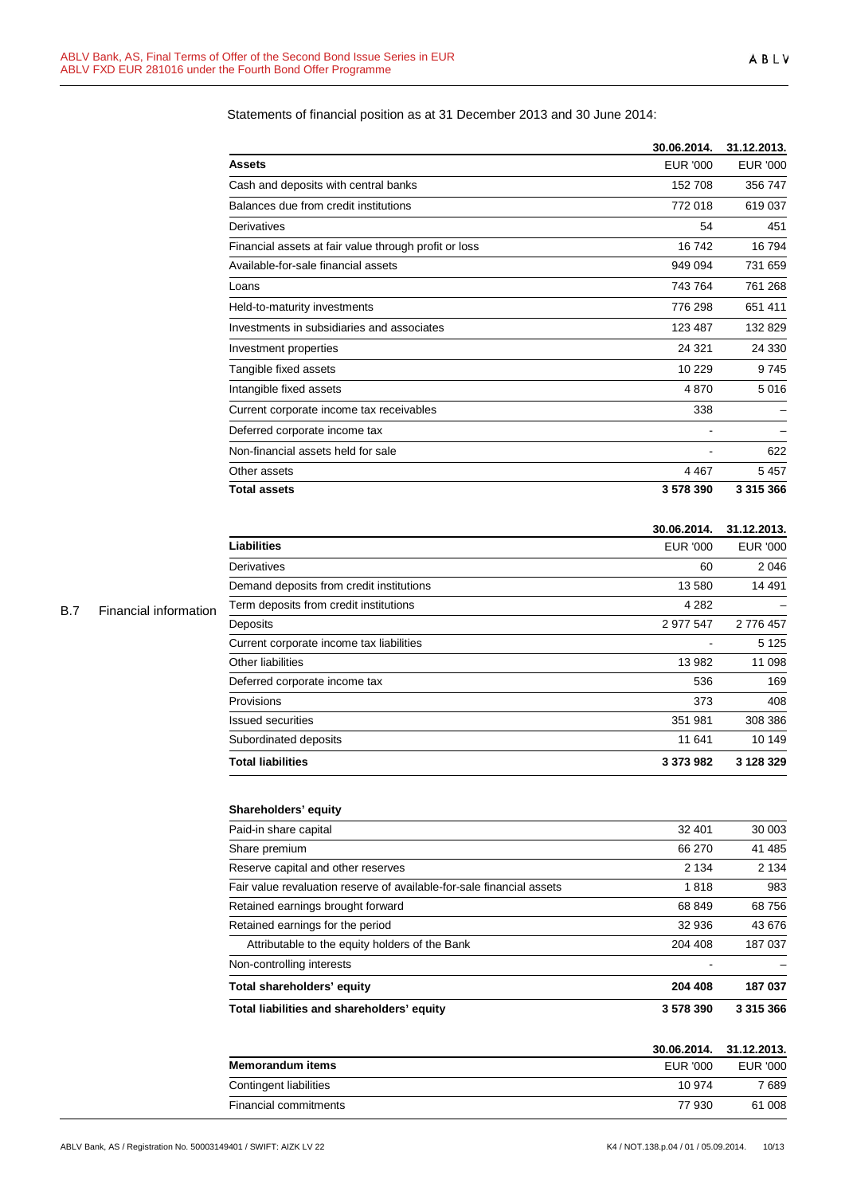B.7 Financial information

Statements of financial position as at 31 December 2013 and 30 June 2014:

| | 30.06.2014. | 31.12.2013. |
|---|---|---|
| **Assets** | EUR '000 | EUR '000 |
| Cash and deposits with central banks | 152 708 | 356 747 |
| Balances due from credit institutions | 772 018 | 619 037 |
| Derivatives | 54 | 451 |
| Financial assets at fair value through profit or loss | 16 742 | 16 794 |
| Available-for-sale financial assets | 949 094 | 731 659 |
| Loans | 743 764 | 761 268 |
| Held-to-maturity investments | 776 298 | 651 411 |
| Investments in subsidiaries and associates | 123 487 | 132 829 |
| Investment properties | 24 321 | 24 330 |
| Tangible fixed assets | 10 229 | 9 745 |
| Intangible fixed assets | 4 870 | 5 016 |
| Current corporate income tax receivables | 338 | – |
| Deferred corporate income tax | - | – |
| Non-financial assets held for sale | - | 622 |
| Other assets | 4 467 | 5 457 |
| **Total assets** | **3 578 390** | **3 315 366** |

| | 30.06.2014. | 31.12.2013. |
|---|---|---|
| **Liabilities** | EUR '000 | EUR '000 |
| Derivatives | 60 | 2 046 |
| Demand deposits from credit institutions | 13 580 | 14 491 |
| Term deposits from credit institutions | 4 282 | – |
| Deposits | 2 977 547 | 2 776 457 |
| Current corporate income tax liabilities | - | 5 125 |
| Other liabilities | 13 982 | 11 098 |
| Deferred corporate income tax | 536 | 169 |
| Provisions | 373 | 408 |
| Issued securities | 351 981 | 308 386 |
| Subordinated deposits | 11 641 | 10 149 |
| **Total liabilities** | **3 373 982** | **3 128 329** |
| | | |
| **Shareholders' equity** | | |
| Paid-in share capital | 32 401 | 30 003 |
| Share premium | 66 270 | 41 485 |
| Reserve capital and other reserves | 2 134 | 2 134 |
| Fair value revaluation reserve of available-for-sale financial assets | 1 818 | 983 |
| Retained earnings brought forward | 68 849 | 68 756 |
| Retained earnings for the period | 32 936 | 43 676 |
| Attributable to the equity holders of the Bank | 204 408 | 187 037 |
| Non-controlling interests | - | – |
| **Total shareholders' equity** | **204 408** | **187 037** |
| **Total liabilities and shareholders' equity** | **3 578 390** | **3 315 366** |

| | 30.06.2014. | 31.12.2013. |
|---|---|---|
| **Memorandum items** | EUR '000 | EUR '000 |
| Contingent liabilities | 10 974 | 7 689 |
| Financial commitments | 77 930 | 61 008 |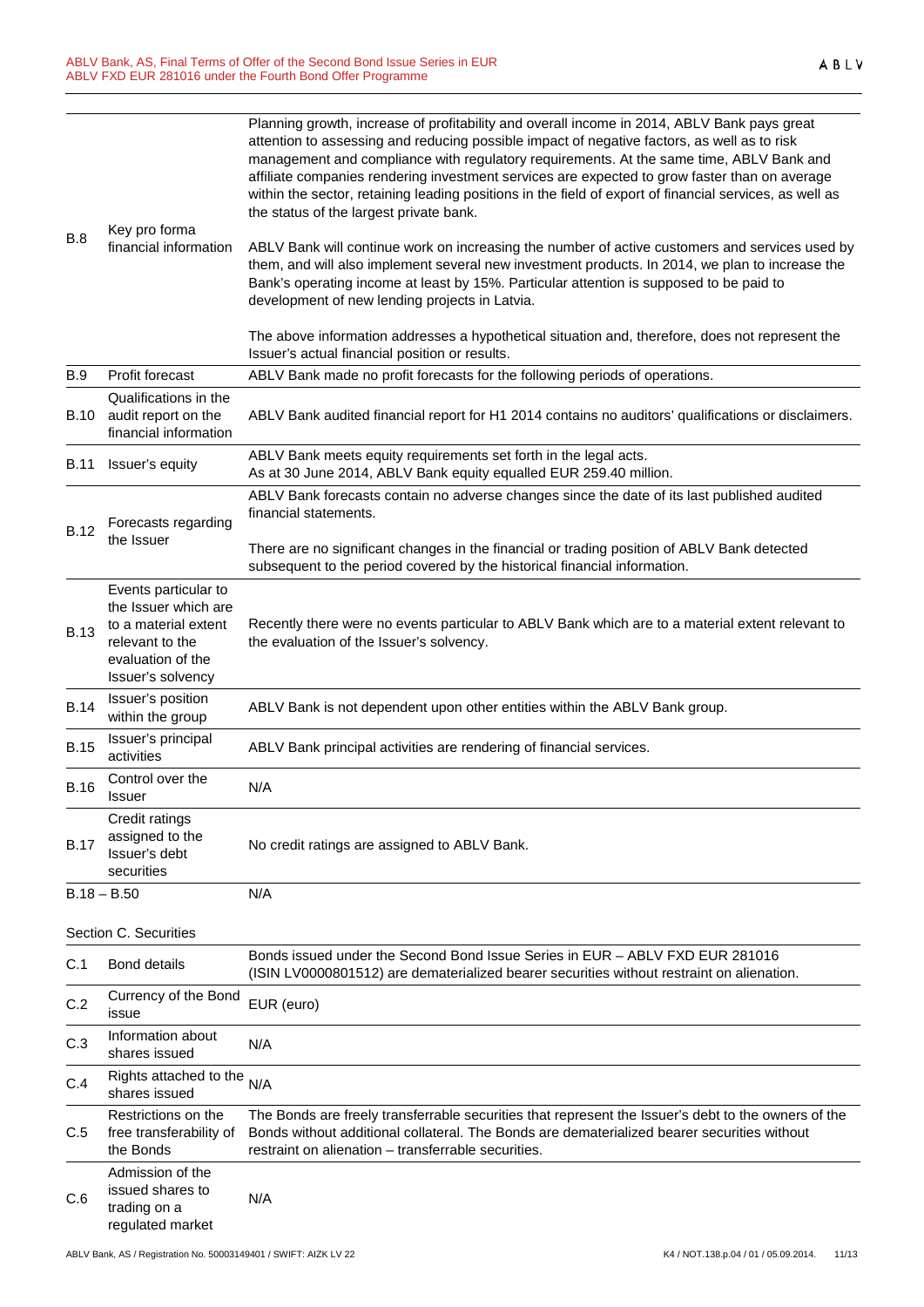| | | |
|---|---|---|
| B.8 | Key pro forma financial information | Planning growth, increase of profitability and overall income in 2014, ABLV Bank pays great attention to assessing and reducing possible impact of negative factors, as well as to risk management and compliance with regulatory requirements. At the same time, ABLV Bank and affiliate companies rendering investment services are expected to grow faster than on average within the sector, retaining leading positions in the field of export of financial services, as well as the status of the largest private bank.<br><br>ABLV Bank will continue work on increasing the number of active customers and services used by them, and will also implement several new investment products. In 2014, we plan to increase the Bank's operating income at least by 15%. Particular attention is supposed to be paid to development of new lending projects in Latvia.<br><br>The above information addresses a hypothetical situation and, therefore, does not represent the Issuer's actual financial position or results. |
| B.9 | Profit forecast | ABLV Bank made no profit forecasts for the following periods of operations. |
| B.10 | Qualifications in the audit report on the financial information | ABLV Bank audited financial report for H1 2014 contains no auditors' qualifications or disclaimers. |
| B.11 | Issuer's equity | ABLV Bank meets equity requirements set forth in the legal acts.<br>As at 30 June 2014, ABLV Bank equity equalled EUR 259.40 million. |
| B.12 | Forecasts regarding the Issuer | ABLV Bank forecasts contain no adverse changes since the date of its last published audited financial statements.<br><br>There are no significant changes in the financial or trading position of ABLV Bank detected subsequent to the period covered by the historical financial information. |
| B.13 | Events particular to the Issuer which are to a material extent relevant to the evaluation of the Issuer's solvency | Recently there were no events particular to ABLV Bank which are to a material extent relevant to the evaluation of the Issuer's solvency. |
| B.14 | Issuer's position within the group | ABLV Bank is not dependent upon other entities within the ABLV Bank group. |
| B.15 | Issuer's principal activities | ABLV Bank principal activities are rendering of financial services. |
| B.16 | Control over the Issuer | N/A |
| B.17 | Credit ratings assigned to the Issuer's debt securities | No credit ratings are assigned to ABLV Bank. |
| B.18 – B.50 | | N/A |

Section C. Securities

| | | |
|---|---|---|
| C.1 | Bond details | Bonds issued under the Second Bond Issue Series in EUR – ABLV FXD EUR 281016 (ISIN LV0000801512) are dematerialized bearer securities without restraint on alienation. |
| C.2 | Currency of the Bond issue | EUR (euro) |
| C.3 | Information about shares issued | N/A |
| C.4 | Rights attached to the shares issued | N/A |
| C.5 | Restrictions on the free transferability of the Bonds | The Bonds are freely transferrable securities that represent the Issuer's debt to the owners of the Bonds without additional collateral. The Bonds are dematerialized bearer securities without restraint on alienation – transferrable securities. |
| C.6 | Admission of the issued shares to trading on a regulated market | N/A |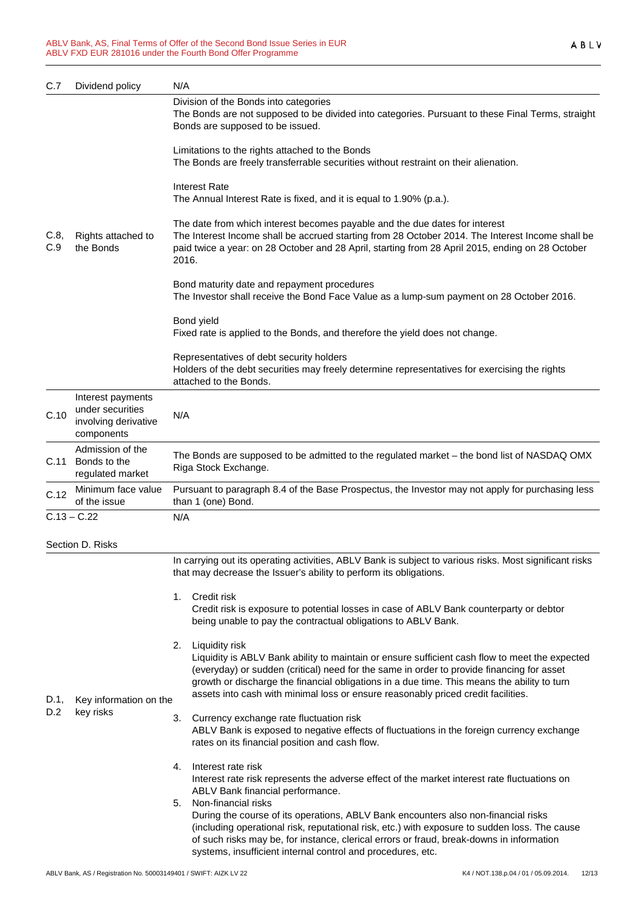| | | |
|---|---|---|
| C.7 | Dividend policy | N/A |
| C.8, C.9 | Rights attached to the Bonds | Division of the Bonds into categories<br>The Bonds are not supposed to be divided into categories. Pursuant to these Final Terms, straight Bonds are supposed to be issued.<br><br>Limitations to the rights attached to the Bonds<br>The Bonds are freely transferrable securities without restraint on their alienation.<br><br>Interest Rate<br>The Annual Interest Rate is fixed, and it is equal to 1.90% (p.a.).<br><br>The date from which interest becomes payable and the due dates for interest<br>The Interest Income shall be accrued starting from 28 October 2014. The Interest Income shall be paid twice a year: on 28 October and 28 April, starting from 28 April 2015, ending on 28 October 2016.<br><br>Bond maturity date and repayment procedures<br>The Investor shall receive the Bond Face Value as a lump-sum payment on 28 October 2016.<br><br>Bond yield<br>Fixed rate is applied to the Bonds, and therefore the yield does not change.<br><br>Representatives of debt security holders<br>Holders of the debt securities may freely determine representatives for exercising the rights attached to the Bonds. |
| C.10 | Interest payments under securities involving derivative components | N/A |
| C.11 | Admission of the Bonds to the regulated market | The Bonds are supposed to be admitted to the regulated market – the bond list of NASDAQ OMX Riga Stock Exchange. |
| C.12 | Minimum face value of the issue | Pursuant to paragraph 8.4 of the Base Prospectus, the Investor may not apply for purchasing less than 1 (one) Bond. |
| C.13 – C.22 | | N/A |

Section D. Risks

| | | |
|---|---|---|
| D.1, D.2 | Key information on the key risks | In carrying out its operating activities, ABLV Bank is subject to various risks. Most significant risks that may decrease the Issuer's ability to perform its obligations.<br><br>1. Credit risk<br>Credit risk is exposure to potential losses in case of ABLV Bank counterparty or debtor being unable to pay the contractual obligations to ABLV Bank.<br><br>2. Liquidity risk<br>Liquidity is ABLV Bank ability to maintain or ensure sufficient cash flow to meet the expected (everyday) or sudden (critical) need for the same in order to provide financing for asset growth or discharge the financial obligations in a due time. This means the ability to turn assets into cash with minimal loss or ensure reasonably priced credit facilities.<br><br>3. Currency exchange rate fluctuation risk<br>ABLV Bank is exposed to negative effects of fluctuations in the foreign currency exchange rates on its financial position and cash flow.<br><br>4. Interest rate risk<br>Interest rate risk represents the adverse effect of the market interest rate fluctuations on ABLV Bank financial performance.<br>5. Non-financial risks<br>During the course of its operations, ABLV Bank encounters also non-financial risks (including operational risk, reputational risk, etc.) with exposure to sudden loss. The cause of such risks may be, for instance, clerical errors or fraud, break-downs in information systems, insufficient internal control and procedures, etc. |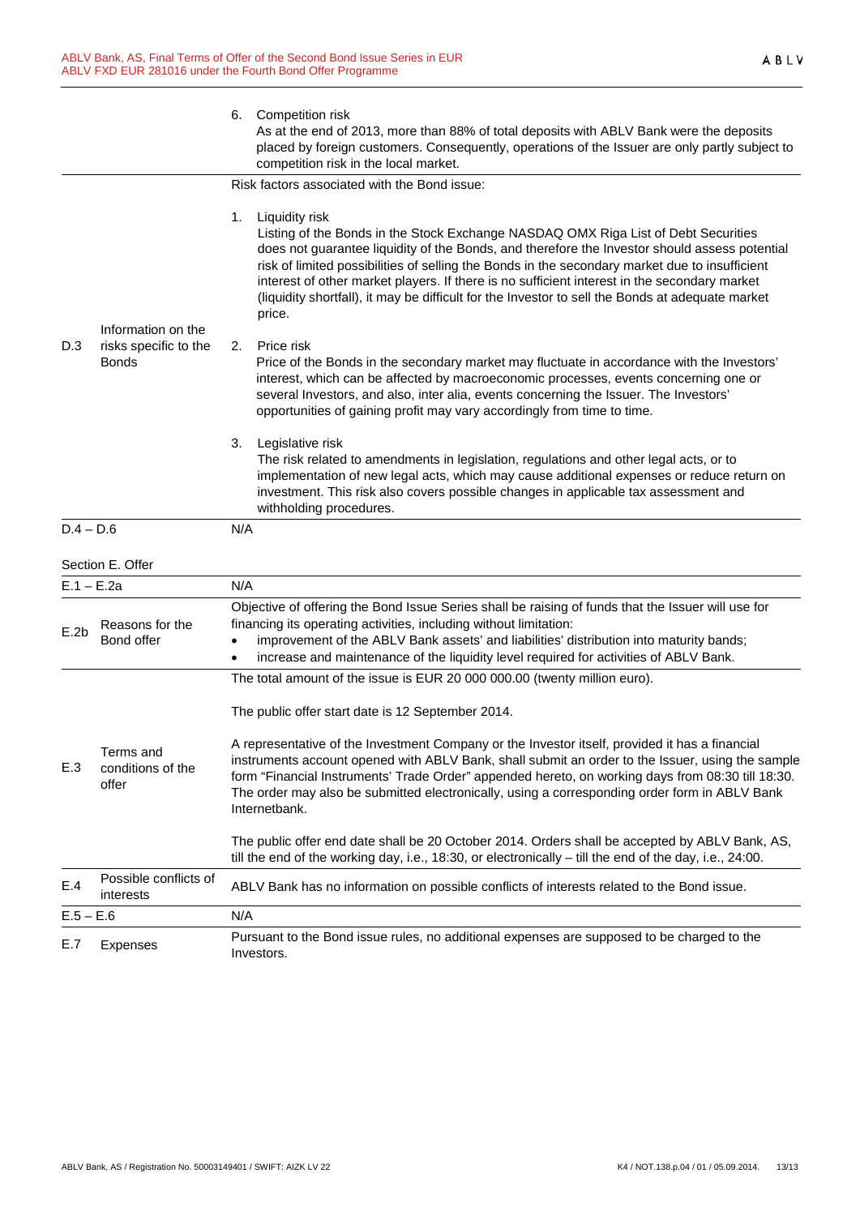| | | |
|---|---|---|
| | | 6. Competition risk<br>As at the end of 2013, more than 88% of total deposits with ABLV Bank were the deposits placed by foreign customers. Consequently, operations of the Issuer are only partly subject to competition risk in the local market. |
| D.3 | Information on the risks specific to the Bonds | Risk factors associated with the Bond issue:<br><br>1. Liquidity risk<br>Listing of the Bonds in the Stock Exchange NASDAQ OMX Riga List of Debt Securities does not guarantee liquidity of the Bonds, and therefore the Investor should assess potential risk of limited possibilities of selling the Bonds in the secondary market due to insufficient interest of other market players. If there is no sufficient interest in the secondary market (liquidity shortfall), it may be difficult for the Investor to sell the Bonds at adequate market price.<br><br>2. Price risk<br>Price of the Bonds in the secondary market may fluctuate in accordance with the Investors' interest, which can be affected by macroeconomic processes, events concerning one or several Investors, and also, inter alia, events concerning the Issuer. The Investors' opportunities of gaining profit may vary accordingly from time to time.<br><br>3. Legislative risk<br>The risk related to amendments in legislation, regulations and other legal acts, or to implementation of new legal acts, which may cause additional expenses or reduce return on investment. This risk also covers possible changes in applicable tax assessment and withholding procedures. |
| D.4 – D.6 | | N/A |

Section E. Offer

| | | |
|---|---|---|
| E.1 – E.2a | | N/A |
| E.2b | Reasons for the Bond offer | Objective of offering the Bond Issue Series shall be raising of funds that the Issuer will use for financing its operating activities, including without limitation:<br>• improvement of the ABLV Bank assets' and liabilities' distribution into maturity bands;<br>• increase and maintenance of the liquidity level required for activities of ABLV Bank. |
| E.3 | Terms and conditions of the offer | The total amount of the issue is EUR 20 000 000.00 (twenty million euro).<br><br>The public offer start date is 12 September 2014.<br><br>A representative of the Investment Company or the Investor itself, provided it has a financial instruments account opened with ABLV Bank, shall submit an order to the Issuer, using the sample form "Financial Instruments' Trade Order" appended hereto, on working days from 08:30 till 18:30. The order may also be submitted electronically, using a corresponding order form in ABLV Bank Internetbank.<br><br>The public offer end date shall be 20 October 2014. Orders shall be accepted by ABLV Bank, AS, till the end of the working day, i.e., 18:30, or electronically – till the end of the day, i.e., 24:00. |
| E.4 | Possible conflicts of interests | ABLV Bank has no information on possible conflicts of interests related to the Bond issue. |
| E.5 – E.6 | | N/A |
| E.7 | Expenses | Pursuant to the Bond issue rules, no additional expenses are supposed to be charged to the Investors. |